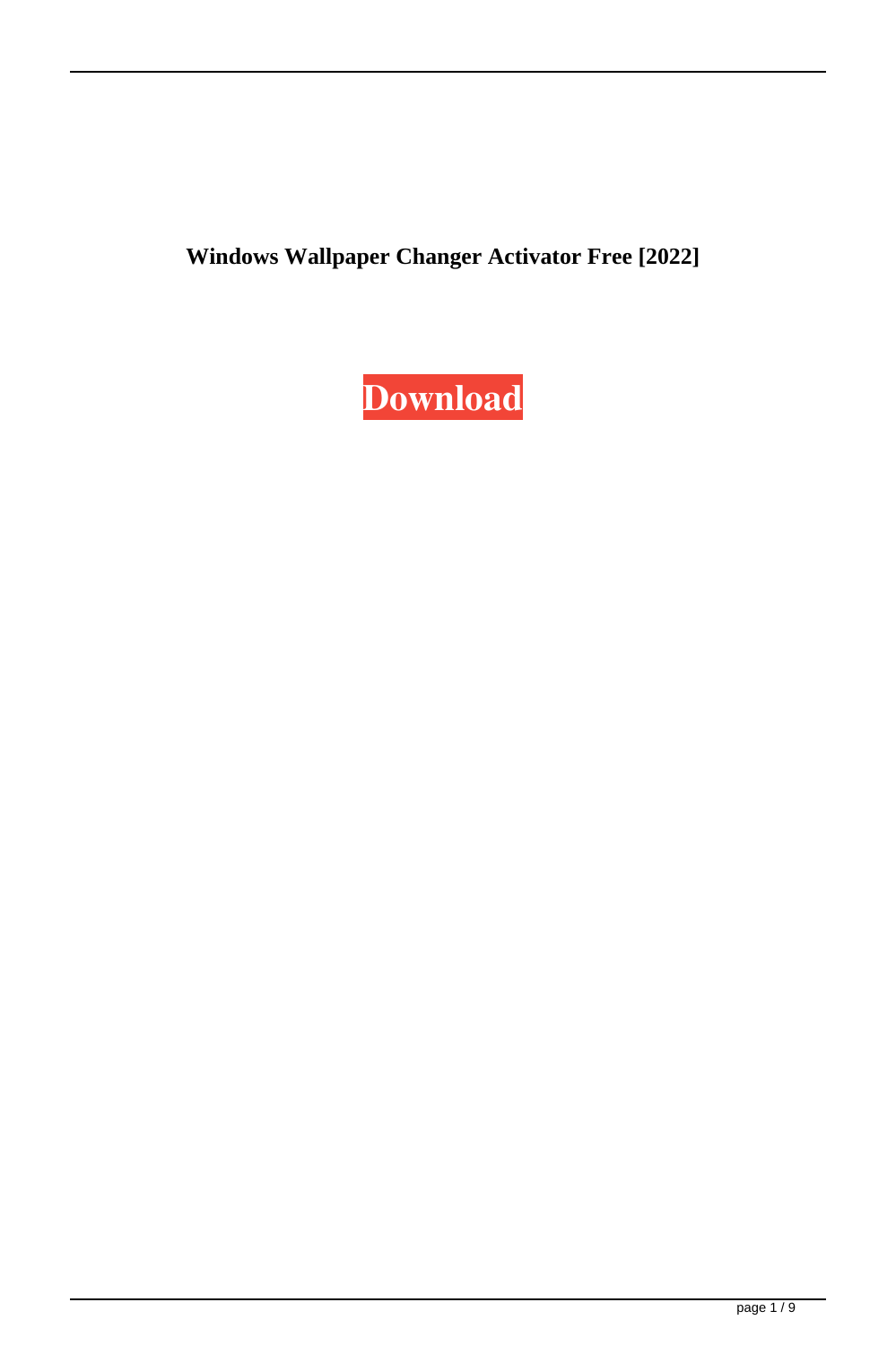**Windows Wallpaper Changer Activator Free [2022]**

**Download**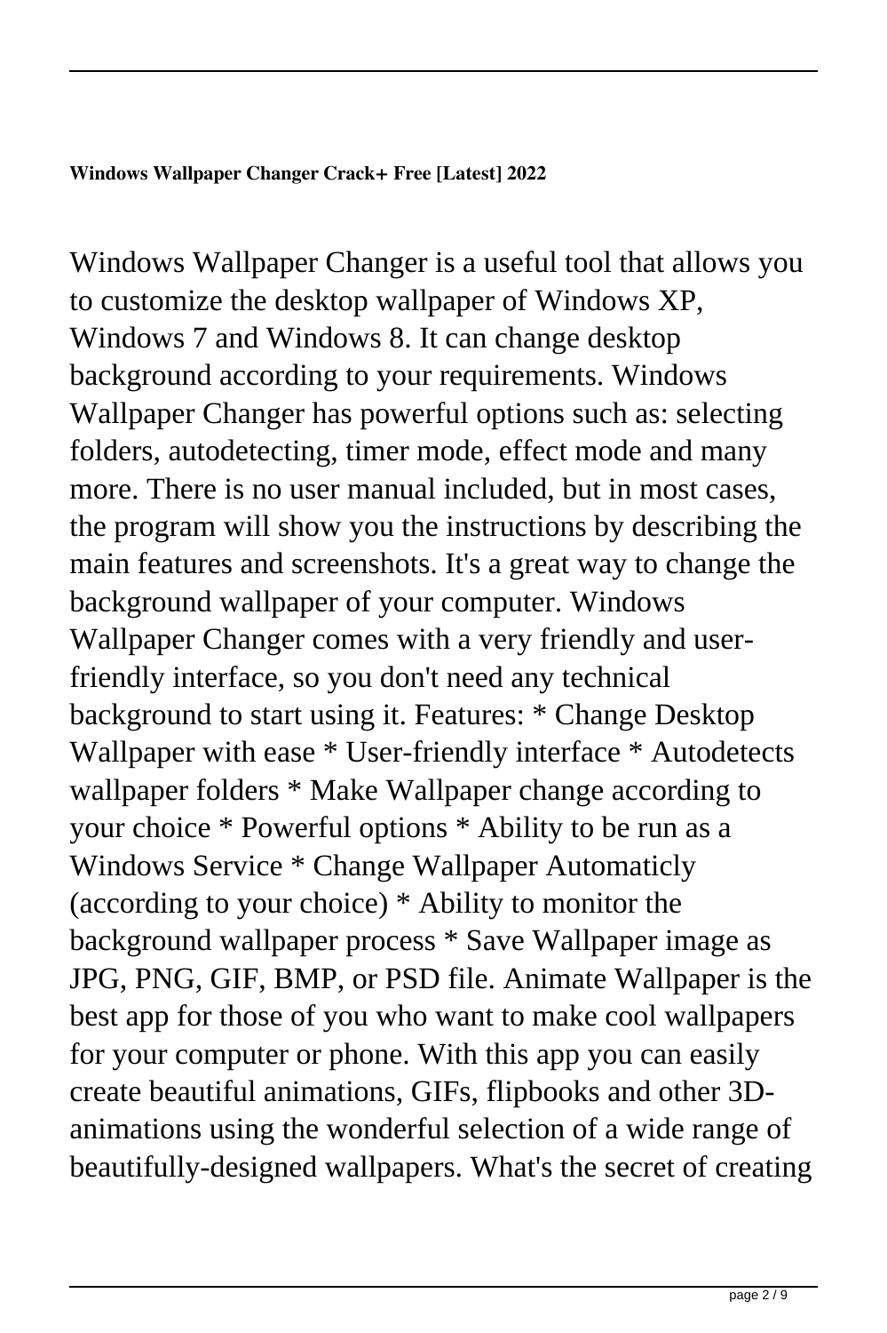**Windows Wallpaper Changer Crack+ Free [Latest] 2022**

Windows Wallpaper Changer is a useful tool that allows you to customize the desktop wallpaper of Windows XP, Windows 7 and Windows 8. It can change desktop background according to your requirements. Windows Wallpaper Changer has powerful options such as: selecting folders, autodetecting, timer mode, effect mode and many more. There is no user manual included, but in most cases, the program will show you the instructions by describing the main features and screenshots. It's a great way to change the background wallpaper of your computer. Windows Wallpaper Changer comes with a very friendly and user-friendly interface, so you don't need any technical background to start using it. Features: * Change Desktop Wallpaper with ease * User-friendly interface * Autodetects wallpaper folders * Make Wallpaper change according to your choice * Powerful options * Ability to be run as a Windows Service * Change Wallpaper Automaticly (according to your choice) * Ability to monitor the background wallpaper process * Save Wallpaper image as JPG, PNG, GIF, BMP, or PSD file. Animate Wallpaper is the best app for those of you who want to make cool wallpapers for your computer or phone. With this app you can easily create beautiful animations, GIFs, flipbooks and other 3D-animations using the wonderful selection of a wide range of beautifully-designed wallpapers. What's the secret of creating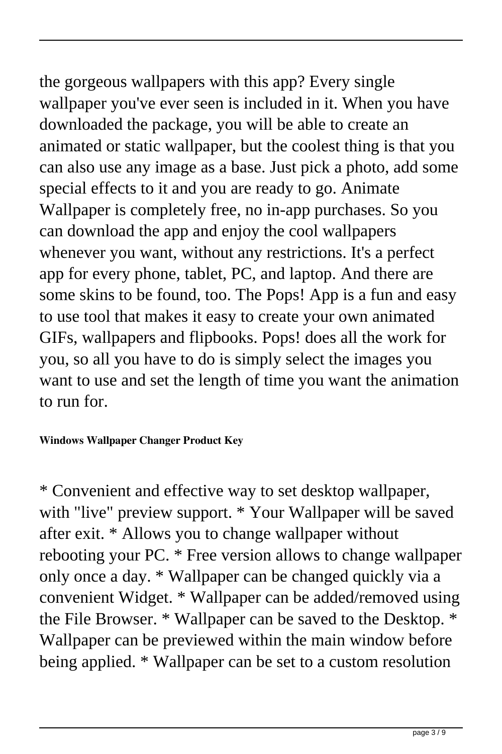the gorgeous wallpapers with this app? Every single wallpaper you've ever seen is included in it. When you have downloaded the package, you will be able to create an animated or static wallpaper, but the coolest thing is that you can also use any image as a base. Just pick a photo, add some special effects to it and you are ready to go. Animate Wallpaper is completely free, no in-app purchases. So you can download the app and enjoy the cool wallpapers whenever you want, without any restrictions. It's a perfect app for every phone, tablet, PC, and laptop. And there are some skins to be found, too. The Pops! App is a fun and easy to use tool that makes it easy to create your own animated GIFs, wallpapers and flipbooks. Pops! does all the work for you, so all you have to do is simply select the images you want to use and set the length of time you want the animation to run for.

**Windows Wallpaper Changer Product Key**

* Convenient and effective way to set desktop wallpaper, with "live" preview support. * Your Wallpaper will be saved after exit. * Allows you to change wallpaper without rebooting your PC. * Free version allows to change wallpaper only once a day. * Wallpaper can be changed quickly via a convenient Widget. * Wallpaper can be added/removed using the File Browser. * Wallpaper can be saved to the Desktop. * Wallpaper can be previewed within the main window before being applied. * Wallpaper can be set to a custom resolution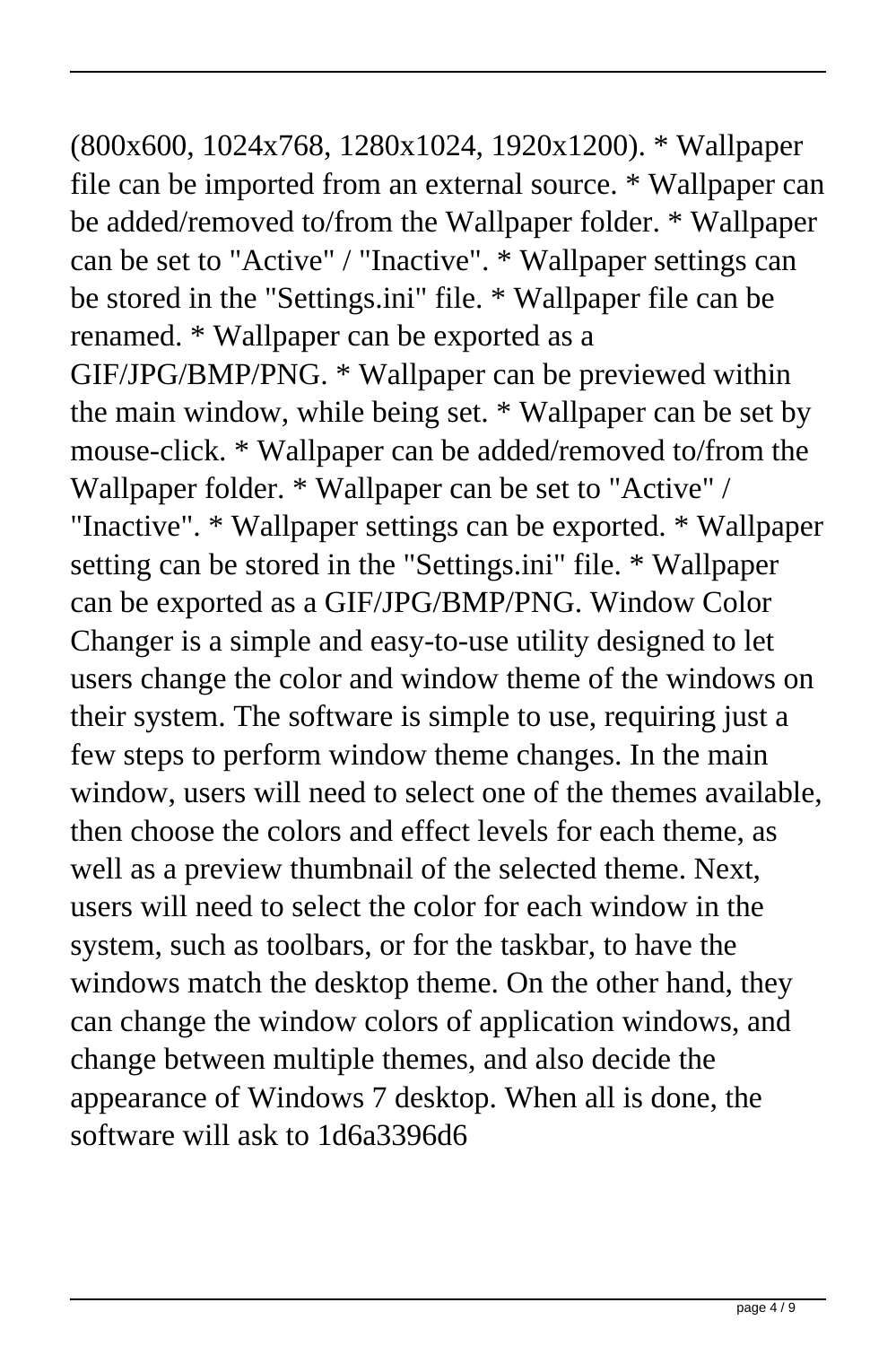(800x600, 1024x768, 1280x1024, 1920x1200). * Wallpaper file can be imported from an external source. * Wallpaper can be added/removed to/from the Wallpaper folder. * Wallpaper can be set to "Active" / "Inactive". * Wallpaper settings can be stored in the "Settings.ini" file. * Wallpaper file can be renamed. * Wallpaper can be exported as a GIF/JPG/BMP/PNG. * Wallpaper can be previewed within the main window, while being set. * Wallpaper can be set by mouse-click. * Wallpaper can be added/removed to/from the Wallpaper folder. * Wallpaper can be set to "Active" / "Inactive". * Wallpaper settings can be exported. * Wallpaper setting can be stored in the "Settings.ini" file. * Wallpaper can be exported as a GIF/JPG/BMP/PNG. Window Color Changer is a simple and easy-to-use utility designed to let users change the color and window theme of the windows on their system. The software is simple to use, requiring just a few steps to perform window theme changes. In the main window, users will need to select one of the themes available, then choose the colors and effect levels for each theme, as well as a preview thumbnail of the selected theme. Next, users will need to select the color for each window in the system, such as toolbars, or for the taskbar, to have the windows match the desktop theme. On the other hand, they can change the window colors of application windows, and change between multiple themes, and also decide the appearance of Windows 7 desktop. When all is done, the software will ask to 1d6a3396d6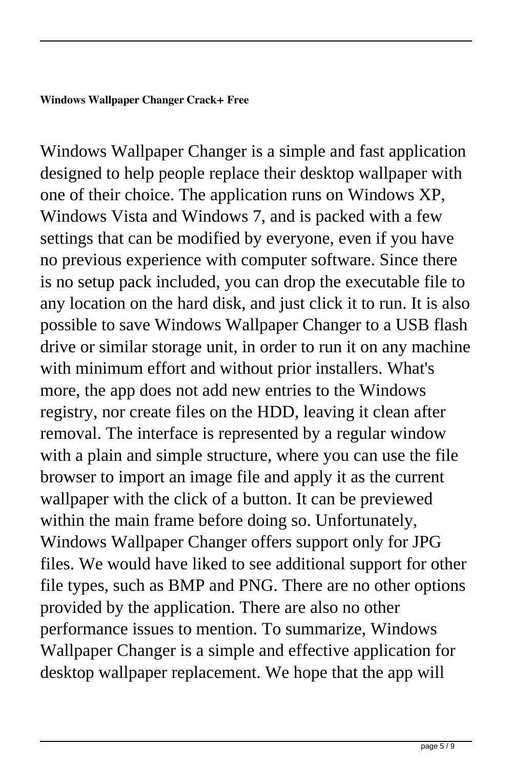**Windows Wallpaper Changer Crack+ Free**

Windows Wallpaper Changer is a simple and fast application designed to help people replace their desktop wallpaper with one of their choice. The application runs on Windows XP, Windows Vista and Windows 7, and is packed with a few settings that can be modified by everyone, even if you have no previous experience with computer software. Since there is no setup pack included, you can drop the executable file to any location on the hard disk, and just click it to run. It is also possible to save Windows Wallpaper Changer to a USB flash drive or similar storage unit, in order to run it on any machine with minimum effort and without prior installers. What's more, the app does not add new entries to the Windows registry, nor create files on the HDD, leaving it clean after removal. The interface is represented by a regular window with a plain and simple structure, where you can use the file browser to import an image file and apply it as the current wallpaper with the click of a button. It can be previewed within the main frame before doing so. Unfortunately, Windows Wallpaper Changer offers support only for JPG files. We would have liked to see additional support for other file types, such as BMP and PNG. There are no other options provided by the application. There are also no other performance issues to mention. To summarize, Windows Wallpaper Changer is a simple and effective application for desktop wallpaper replacement. We hope that the app will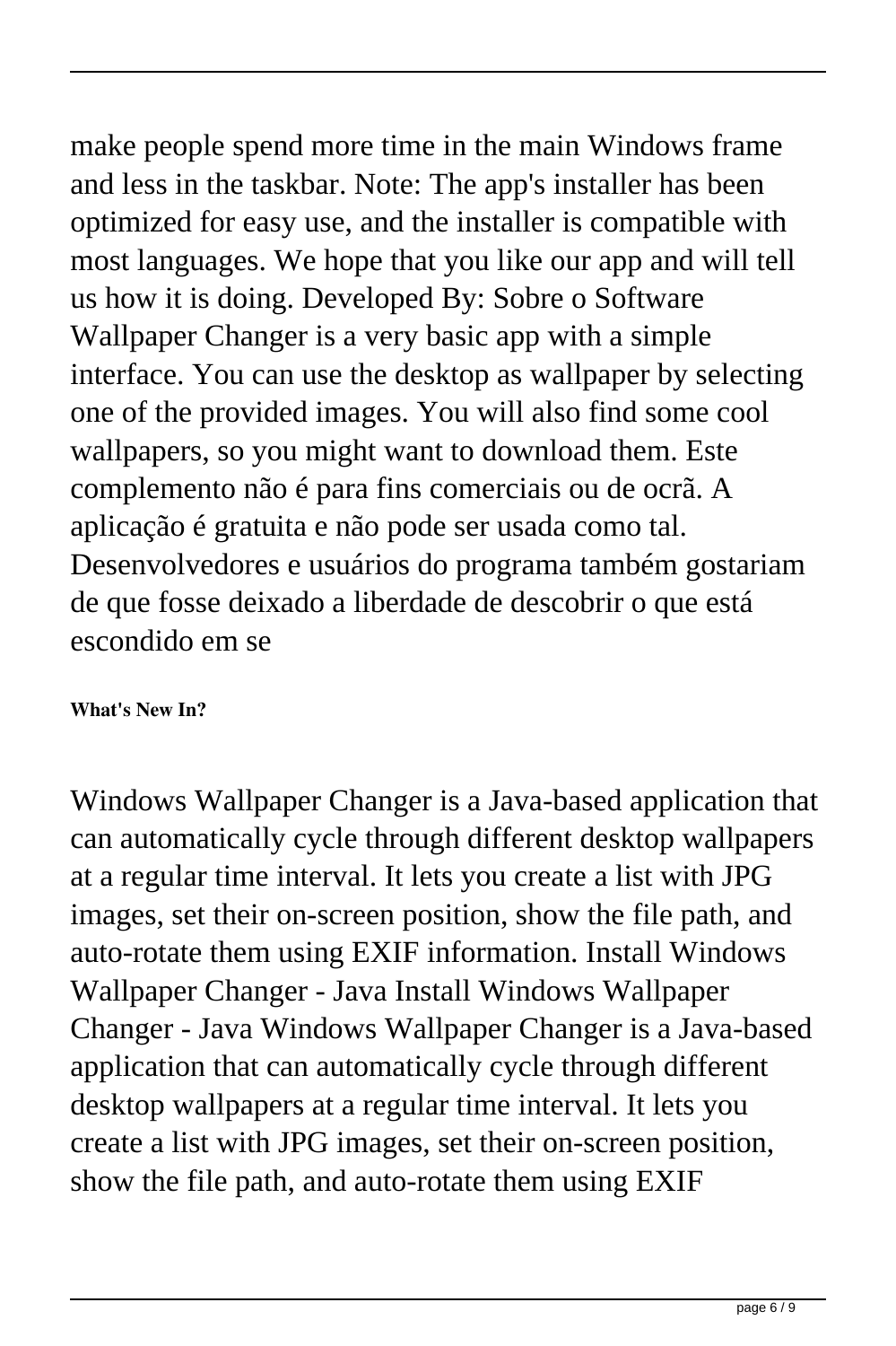make people spend more time in the main Windows frame and less in the taskbar. Note: The app's installer has been optimized for easy use, and the installer is compatible with most languages. We hope that you like our app and will tell us how it is doing. Developed By: Sobre o Software Wallpaper Changer is a very basic app with a simple interface. You can use the desktop as wallpaper by selecting one of the provided images. You will also find some cool wallpapers, so you might want to download them. Este complemento não é para fins comerciais ou de ocrã. A aplicação é gratuita e não pode ser usada como tal. Desenvolvedores e usuários do programa também gostariam de que fosse deixado a liberdade de descobrir o que está escondido em se

**What's New In?**

Windows Wallpaper Changer is a Java-based application that can automatically cycle through different desktop wallpapers at a regular time interval. It lets you create a list with JPG images, set their on-screen position, show the file path, and auto-rotate them using EXIF information. Install Windows Wallpaper Changer - Java Install Windows Wallpaper Changer - Java Windows Wallpaper Changer is a Java-based application that can automatically cycle through different desktop wallpapers at a regular time interval. It lets you create a list with JPG images, set their on-screen position, show the file path, and auto-rotate them using EXIF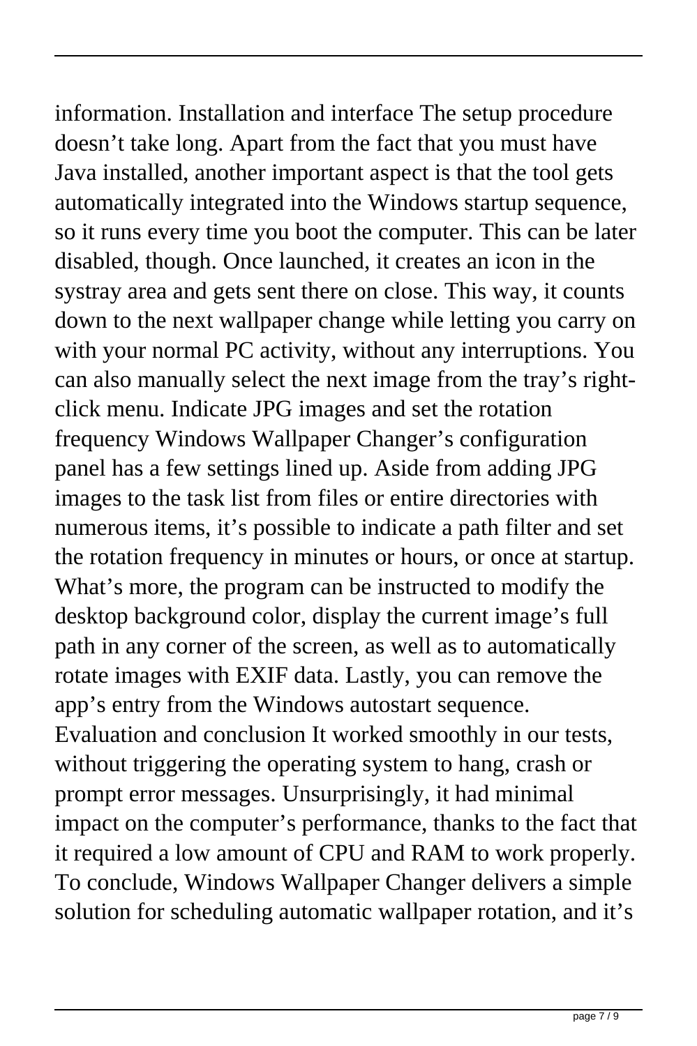information. Installation and interface The setup procedure doesn't take long. Apart from the fact that you must have Java installed, another important aspect is that the tool gets automatically integrated into the Windows startup sequence, so it runs every time you boot the computer. This can be later disabled, though. Once launched, it creates an icon in the systray area and gets sent there on close. This way, it counts down to the next wallpaper change while letting you carry on with your normal PC activity, without any interruptions. You can also manually select the next image from the tray's right-click menu. Indicate JPG images and set the rotation frequency Windows Wallpaper Changer's configuration panel has a few settings lined up. Aside from adding JPG images to the task list from files or entire directories with numerous items, it's possible to indicate a path filter and set the rotation frequency in minutes or hours, or once at startup. What's more, the program can be instructed to modify the desktop background color, display the current image's full path in any corner of the screen, as well as to automatically rotate images with EXIF data. Lastly, you can remove the app's entry from the Windows autostart sequence. Evaluation and conclusion It worked smoothly in our tests, without triggering the operating system to hang, crash or prompt error messages. Unsurprisingly, it had minimal impact on the computer's performance, thanks to the fact that it required a low amount of CPU and RAM to work properly. To conclude, Windows Wallpaper Changer delivers a simple solution for scheduling automatic wallpaper rotation, and it's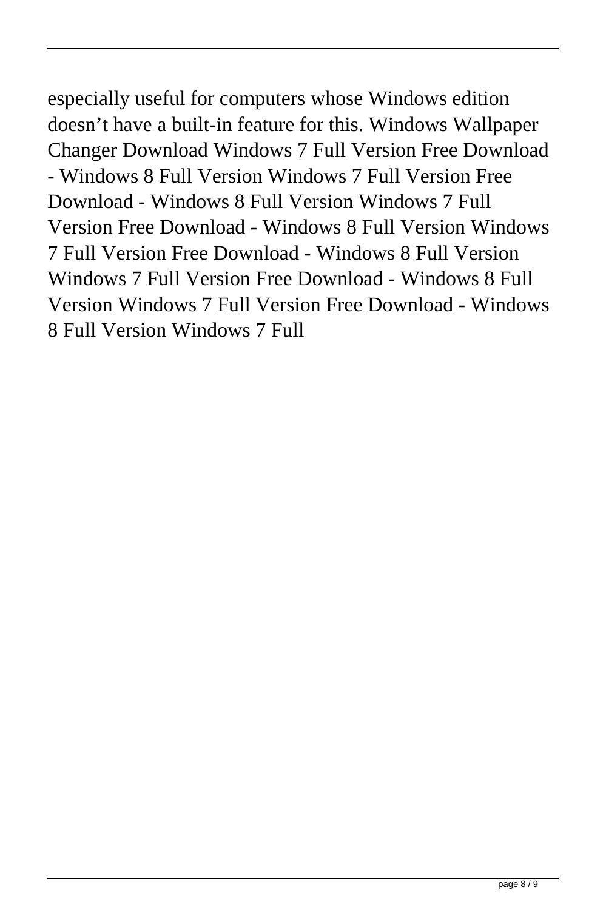especially useful for computers whose Windows edition doesn't have a built-in feature for this. Windows Wallpaper Changer Download Windows 7 Full Version Free Download - Windows 8 Full Version Windows 7 Full Version Free Download - Windows 8 Full Version Windows 7 Full Version Free Download - Windows 8 Full Version Windows 7 Full Version Free Download - Windows 8 Full Version Windows 7 Full Version Free Download - Windows 8 Full Version Windows 7 Full Version Free Download - Windows 8 Full Version Windows 7 Full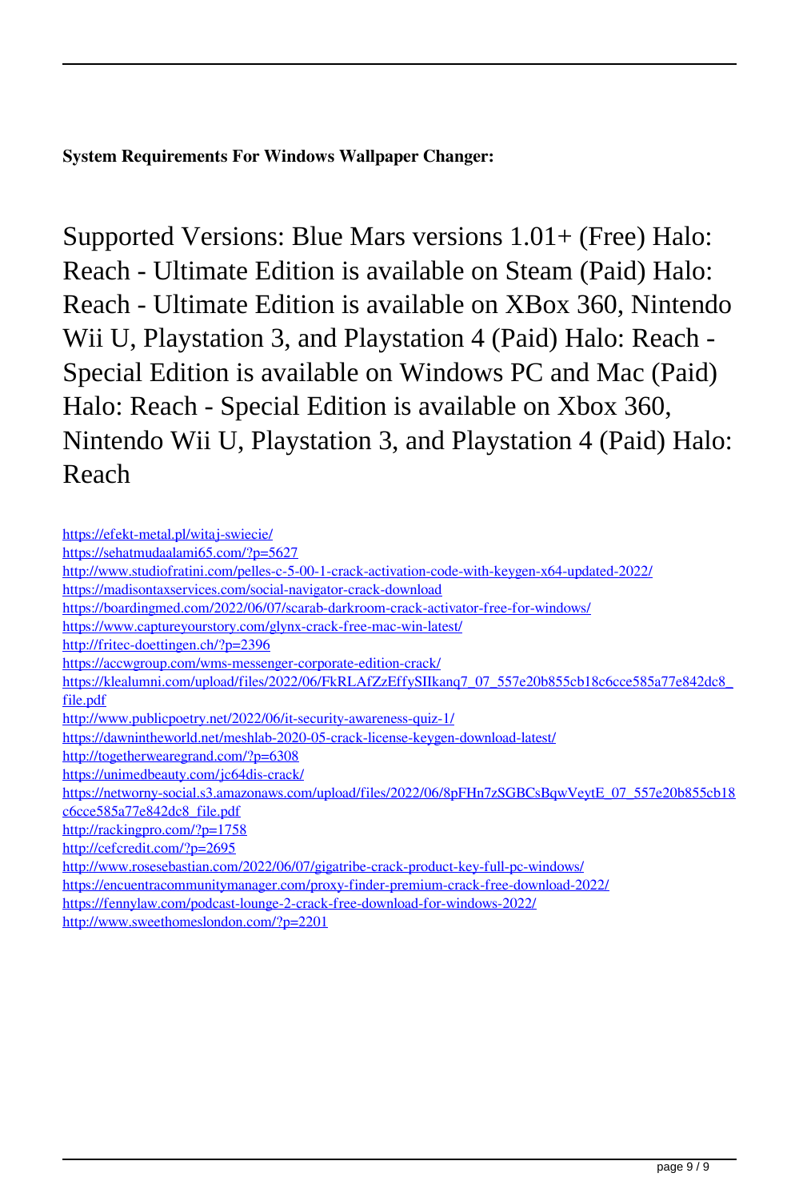**System Requirements For Windows Wallpaper Changer:**

Supported Versions: Blue Mars versions 1.01+ (Free) Halo: Reach - Ultimate Edition is available on Steam (Paid) Halo: Reach - Ultimate Edition is available on XBox 360, Nintendo Wii U, Playstation 3, and Playstation 4 (Paid) Halo: Reach - Special Edition is available on Windows PC and Mac (Paid) Halo: Reach - Special Edition is available on Xbox 360, Nintendo Wii U, Playstation 3, and Playstation 4 (Paid) Halo: Reach

https://efekt-metal.pl/witaj-swiecie/
https://sehatmudaalami65.com/?p=5627
http://www.studiofratini.com/pelles-c-5-00-1-crack-activation-code-with-keygen-x64-updated-2022/
https://madisontaxservices.com/social-navigator-crack-download
https://boardingmed.com/2022/06/07/scarab-darkroom-crack-activator-free-for-windows/
https://www.captureyourstory.com/glynx-crack-free-mac-win-latest/
http://fritec-doettingen.ch/?p=2396
https://accwgroup.com/wms-messenger-corporate-edition-crack/
https://klealumni.com/upload/files/2022/06/FkRLAfZzEffySIIkanq7_07_557e20b855cb18c6cce585a77e842dc8_file.pdf
http://www.publicpoetry.net/2022/06/it-security-awareness-quiz-1/
https://dawnintheworld.net/meshlab-2020-05-crack-license-keygen-download-latest/
http://togetherwearegrand.com/?p=6308
https://unimedbeauty.com/jc64dis-crack/
https://networny-social.s3.amazonaws.com/upload/files/2022/06/8pFHn7zSGBCsBqwVeytE_07_557e20b855cb18c6cce585a77e842dc8_file.pdf
http://rackingpro.com/?p=1758
http://cefcredit.com/?p=2695
http://www.rosesebastian.com/2022/06/07/gigatribe-crack-product-key-full-pc-windows/
https://encuentracommunitymanager.com/proxy-finder-premium-crack-free-download-2022/
https://fennylaw.com/podcast-lounge-2-crack-free-download-for-windows-2022/
http://www.sweethomeslondon.com/?p=2201